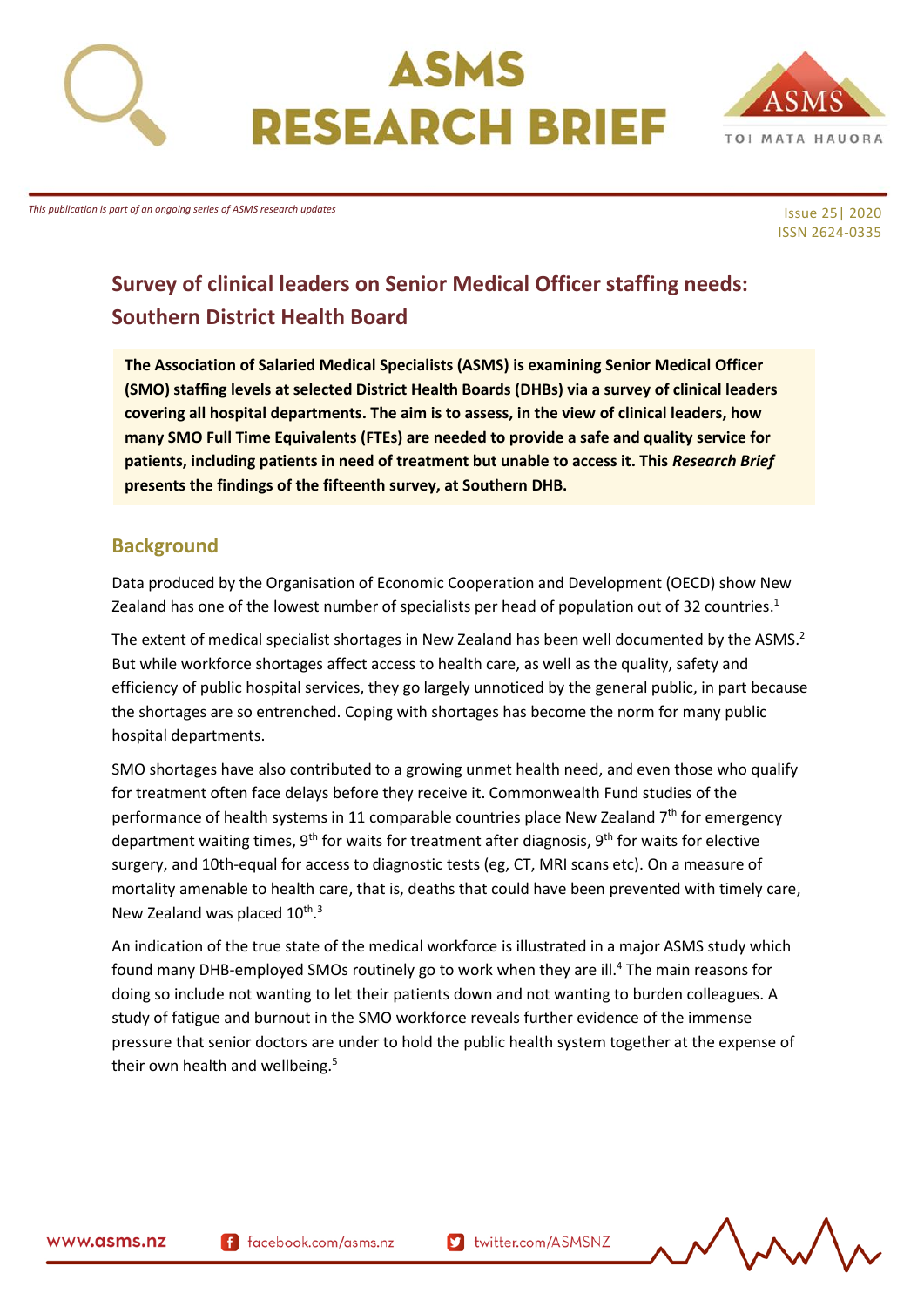# ASMS RESEARCH BRIEF

*This publication is part of an ongoing series of ASMS research updates*

Issue 25| 2020
ISSN 2624-0335

## Survey of clinical leaders on Senior Medical Officer staffing needs: Southern District Health Board

**The Association of Salaried Medical Specialists (ASMS) is examining Senior Medical Officer (SMO) staffing levels at selected District Health Boards (DHBs) via a survey of clinical leaders covering all hospital departments. The aim is to assess, in the view of clinical leaders, how many SMO Full Time Equivalents (FTEs) are needed to provide a safe and quality service for patients, including patients in need of treatment but unable to access it. This *Research Brief* presents the findings of the fifteenth survey, at Southern DHB.**

### Background

Data produced by the Organisation of Economic Cooperation and Development (OECD) show New Zealand has one of the lowest number of specialists per head of population out of 32 countries.[1]

The extent of medical specialist shortages in New Zealand has been well documented by the ASMS.[2] But while workforce shortages affect access to health care, as well as the quality, safety and efficiency of public hospital services, they go largely unnoticed by the general public, in part because the shortages are so entrenched. Coping with shortages has become the norm for many public hospital departments.

SMO shortages have also contributed to a growing unmet health need, and even those who qualify for treatment often face delays before they receive it. Commonwealth Fund studies of the performance of health systems in 11 comparable countries place New Zealand 7th for emergency department waiting times, 9th for waits for treatment after diagnosis, 9th for waits for elective surgery, and 10th-equal for access to diagnostic tests (eg, CT, MRI scans etc). On a measure of mortality amenable to health care, that is, deaths that could have been prevented with timely care, New Zealand was placed 10th.[3]

An indication of the true state of the medical workforce is illustrated in a major ASMS study which found many DHB-employed SMOs routinely go to work when they are ill.[4] The main reasons for doing so include not wanting to let their patients down and not wanting to burden colleagues. A study of fatigue and burnout in the SMO workforce reveals further evidence of the immense pressure that senior doctors are under to hold the public health system together at the expense of their own health and wellbeing.[5]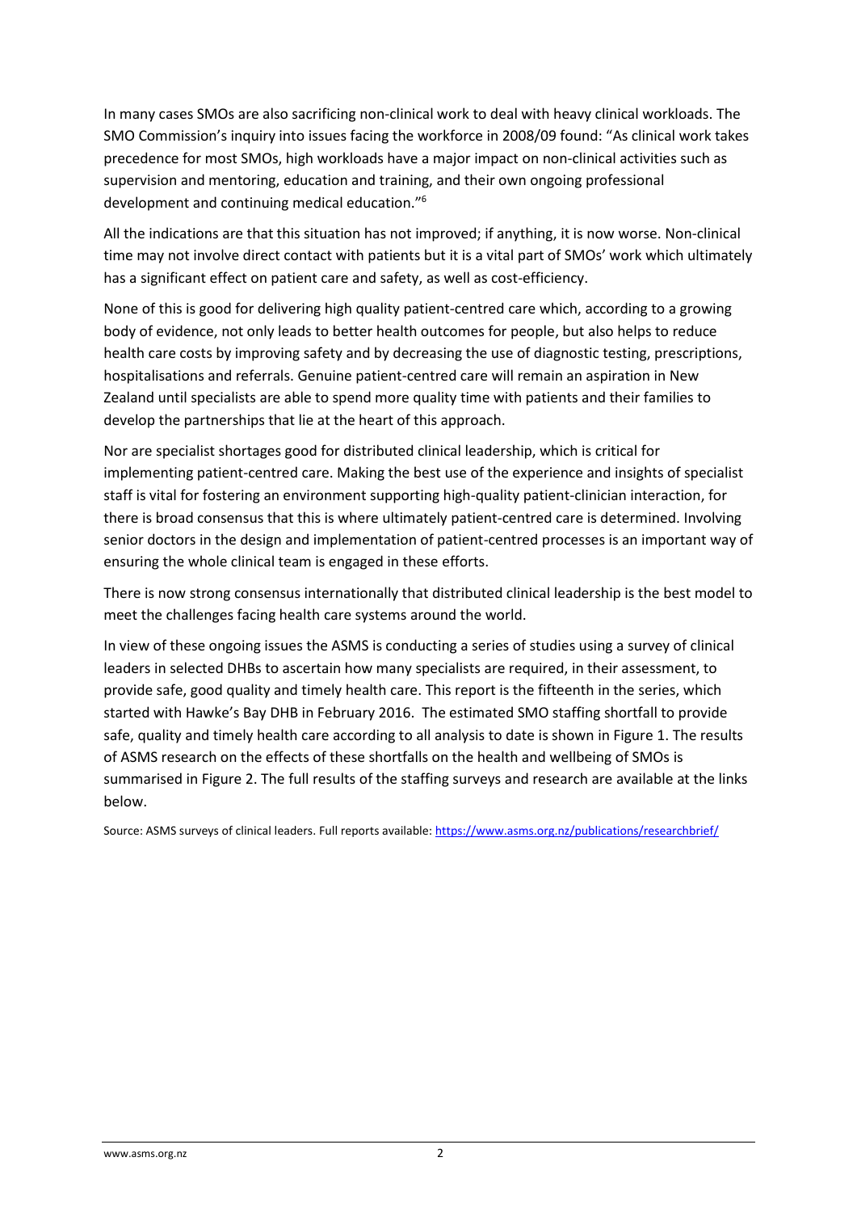In many cases SMOs are also sacrificing non-clinical work to deal with heavy clinical workloads. The SMO Commission's inquiry into issues facing the workforce in 2008/09 found: "As clinical work takes precedence for most SMOs, high workloads have a major impact on non-clinical activities such as supervision and mentoring, education and training, and their own ongoing professional development and continuing medical education."[6]

All the indications are that this situation has not improved; if anything, it is now worse. Non-clinical time may not involve direct contact with patients but it is a vital part of SMOs' work which ultimately has a significant effect on patient care and safety, as well as cost-efficiency.

None of this is good for delivering high quality patient-centred care which, according to a growing body of evidence, not only leads to better health outcomes for people, but also helps to reduce health care costs by improving safety and by decreasing the use of diagnostic testing, prescriptions, hospitalisations and referrals. Genuine patient-centred care will remain an aspiration in New Zealand until specialists are able to spend more quality time with patients and their families to develop the partnerships that lie at the heart of this approach.

Nor are specialist shortages good for distributed clinical leadership, which is critical for implementing patient-centred care. Making the best use of the experience and insights of specialist staff is vital for fostering an environment supporting high-quality patient-clinician interaction, for there is broad consensus that this is where ultimately patient-centred care is determined. Involving senior doctors in the design and implementation of patient-centred processes is an important way of ensuring the whole clinical team is engaged in these efforts.

There is now strong consensus internationally that distributed clinical leadership is the best model to meet the challenges facing health care systems around the world.

In view of these ongoing issues the ASMS is conducting a series of studies using a survey of clinical leaders in selected DHBs to ascertain how many specialists are required, in their assessment, to provide safe, good quality and timely health care. This report is the fifteenth in the series, which started with Hawke's Bay DHB in February 2016. The estimated SMO staffing shortfall to provide safe, quality and timely health care according to all analysis to date is shown in Figure 1. The results of ASMS research on the effects of these shortfalls on the health and wellbeing of SMOs is summarised in Figure 2. The full results of the staffing surveys and research are available at the links below.

Source: ASMS surveys of clinical leaders. Full reports available: https://www.asms.org.nz/publications/researchbrief/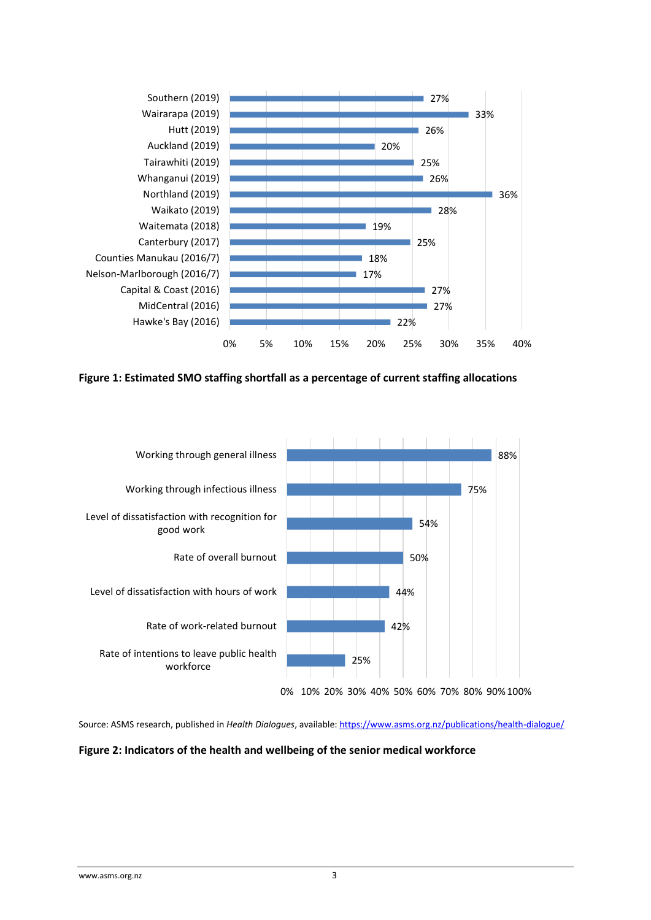| District | Shortfall |
| --- | --- |
| Southern (2019) | 27% |
| Wairarapa (2019) | 33% |
| Hutt (2019) | 26% |
| Auckland (2019) | 20% |
| Tairawhiti (2019) | 25% |
| Whanganui (2019) | 26% |
| Northland (2019) | 36% |
| Waikato (2019) | 28% |
| Waitemata (2018) | 19% |
| Canterbury (2017) | 25% |
| Counties Manukau (2016/7) | 18% |
| Nelson-Marlborough (2016/7) | 17% |
| Capital & Coast (2016) | 27% |
| MidCentral (2016) | 27% |
| Hawke's Bay (2016) | 22% |

**Figure 1: Estimated SMO staffing shortfall as a percentage of current staffing allocations**

| Indicator | Percentage |
| --- | --- |
| Working through general illness | 88% |
| Working through infectious illness | 75% |
| Level of dissatisfaction with recognition for good work | 54% |
| Rate of overall burnout | 50% |
| Level of dissatisfaction with hours of work | 44% |
| Rate of work-related burnout | 42% |
| Rate of intentions to leave public health workforce | 25% |

Source: ASMS research, published in *Health Dialogues*, available: https://www.asms.org.nz/publications/health-dialogue/

**Figure 2: Indicators of the health and wellbeing of the senior medical workforce**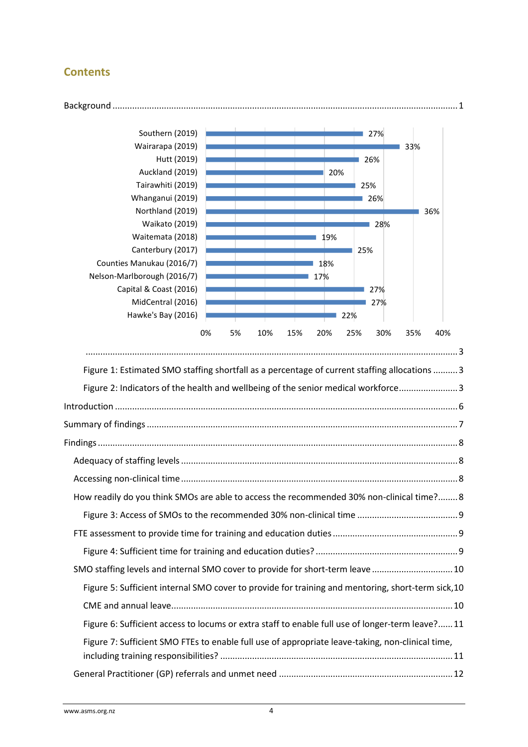## Contents

Background ........................................................................................................................................ 1

| DHB | Estimated SMO staffing shortfall |
|---|---|
| Southern (2019) | 27% |
| Wairarapa (2019) | 33% |
| Hutt (2019) | 26% |
| Auckland (2019) | 20% |
| Tairawhiti (2019) | 25% |
| Whanganui (2019) | 26% |
| Northland (2019) | 36% |
| Waikato (2019) | 28% |
| Waitemata (2018) | 19% |
| Canterbury (2017) | 25% |
| Counties Manukau (2016/7) | 18% |
| Nelson-Marlborough (2016/7) | 17% |
| Capital & Coast (2016) | 27% |
| MidCentral (2016) | 27% |
| Hawke's Bay (2016) | 22% |

........................................................................................................................................ 3

Figure 1: Estimated SMO staffing shortfall as a percentage of current staffing allocations .......... 3

Figure 2: Indicators of the health and wellbeing of the senior medical workforce........................ 3

Introduction ........................................................................................................................................ 6

Summary of findings ........................................................................................................................... 7

Findings ............................................................................................................................................... 8

Adequacy of staffing levels ................................................................................................................. 8

Accessing non-clinical time ................................................................................................................. 8

How readily do you think SMOs are able to access the recommended 30% non-clinical time?........ 8

Figure 3: Access of SMOs to the recommended 30% non-clinical time ........................................ 9

FTE assessment to provide time for training and education duties .................................................. 9

Figure 4: Sufficient time for training and education duties? ......................................................... 9

SMO staffing levels and internal SMO cover to provide for short-term leave ................................ 10

Figure 5: Sufficient internal SMO cover to provide for training and mentoring, short-term sick, CME and annual leave................................................................................................................ 10

Figure 6: Sufficient access to locums or extra staff to enable full use of longer-term leave?...... 11

Figure 7: Sufficient SMO FTEs to enable full use of appropriate leave-taking, non-clinical time, including training responsibilities? ............................................................................................. 11

General Practitioner (GP) referrals and unmet need ...................................................................... 12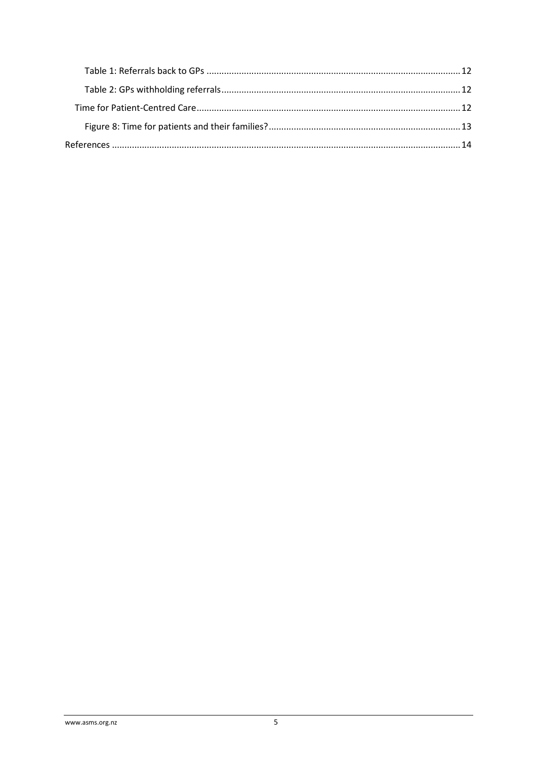Table 1: Referrals back to GPs .......................................................................................................12

Table 2: GPs withholding referrals...................................................................................................12

Time for Patient-Centred Care..........................................................................................................12

Figure 8: Time for patients and their families?..............................................................................13

References .............................................................................................................................................14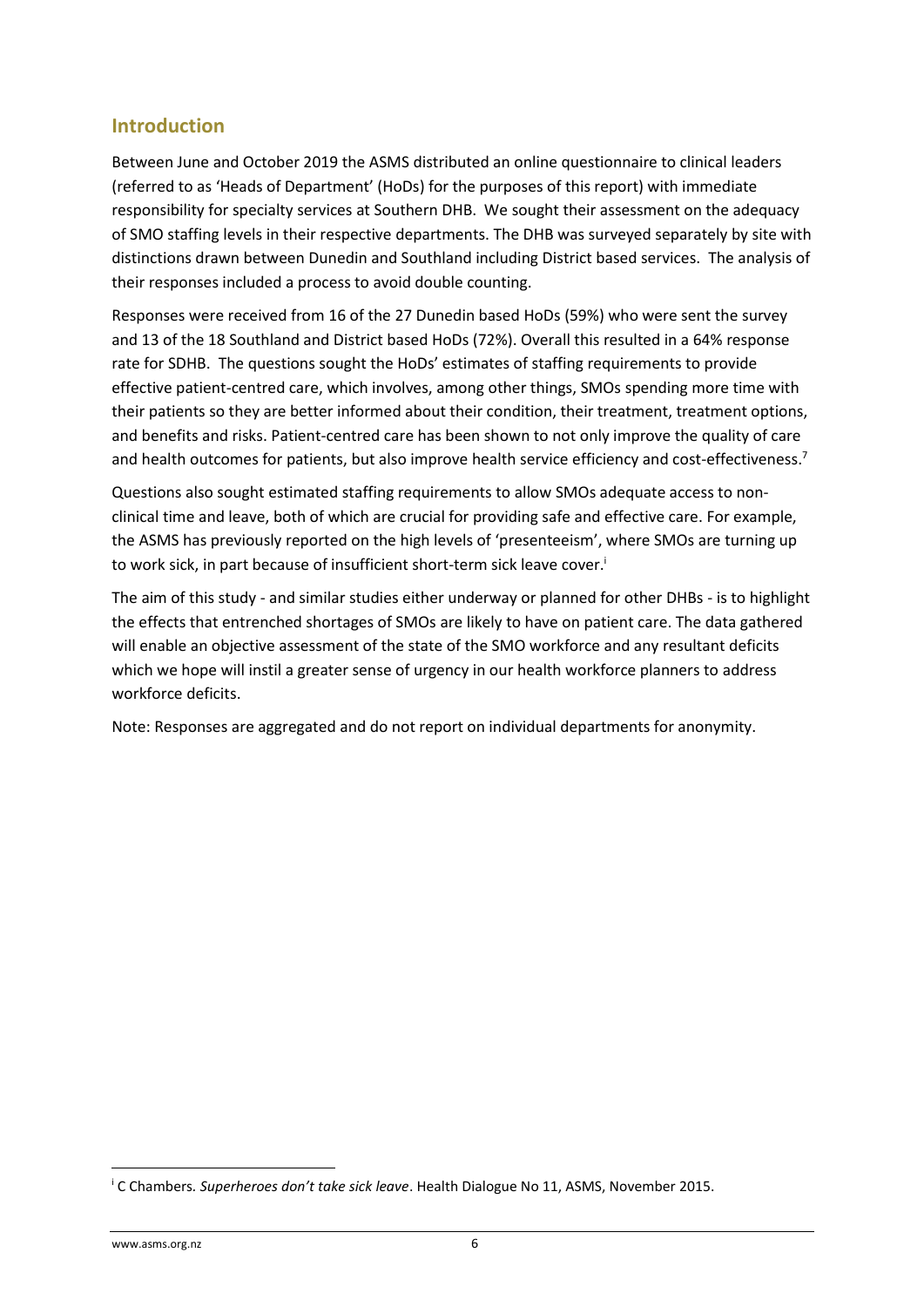## Introduction

Between June and October 2019 the ASMS distributed an online questionnaire to clinical leaders (referred to as 'Heads of Department' (HoDs) for the purposes of this report) with immediate responsibility for specialty services at Southern DHB. We sought their assessment on the adequacy of SMO staffing levels in their respective departments. The DHB was surveyed separately by site with distinctions drawn between Dunedin and Southland including District based services. The analysis of their responses included a process to avoid double counting.

Responses were received from 16 of the 27 Dunedin based HoDs (59%) who were sent the survey and 13 of the 18 Southland and District based HoDs (72%). Overall this resulted in a 64% response rate for SDHB. The questions sought the HoDs' estimates of staffing requirements to provide effective patient-centred care, which involves, among other things, SMOs spending more time with their patients so they are better informed about their condition, their treatment, treatment options, and benefits and risks. Patient-centred care has been shown to not only improve the quality of care and health outcomes for patients, but also improve health service efficiency and cost-effectiveness.[7]

Questions also sought estimated staffing requirements to allow SMOs adequate access to non-clinical time and leave, both of which are crucial for providing safe and effective care. For example, the ASMS has previously reported on the high levels of 'presenteeism', where SMOs are turning up to work sick, in part because of insufficient short-term sick leave cover.[i]

The aim of this study - and similar studies either underway or planned for other DHBs - is to highlight the effects that entrenched shortages of SMOs are likely to have on patient care. The data gathered will enable an objective assessment of the state of the SMO workforce and any resultant deficits which we hope will instil a greater sense of urgency in our health workforce planners to address workforce deficits.

Note: Responses are aggregated and do not report on individual departments for anonymity.

---

[i] C Chambers. *Superheroes don't take sick leave*. Health Dialogue No 11, ASMS, November 2015.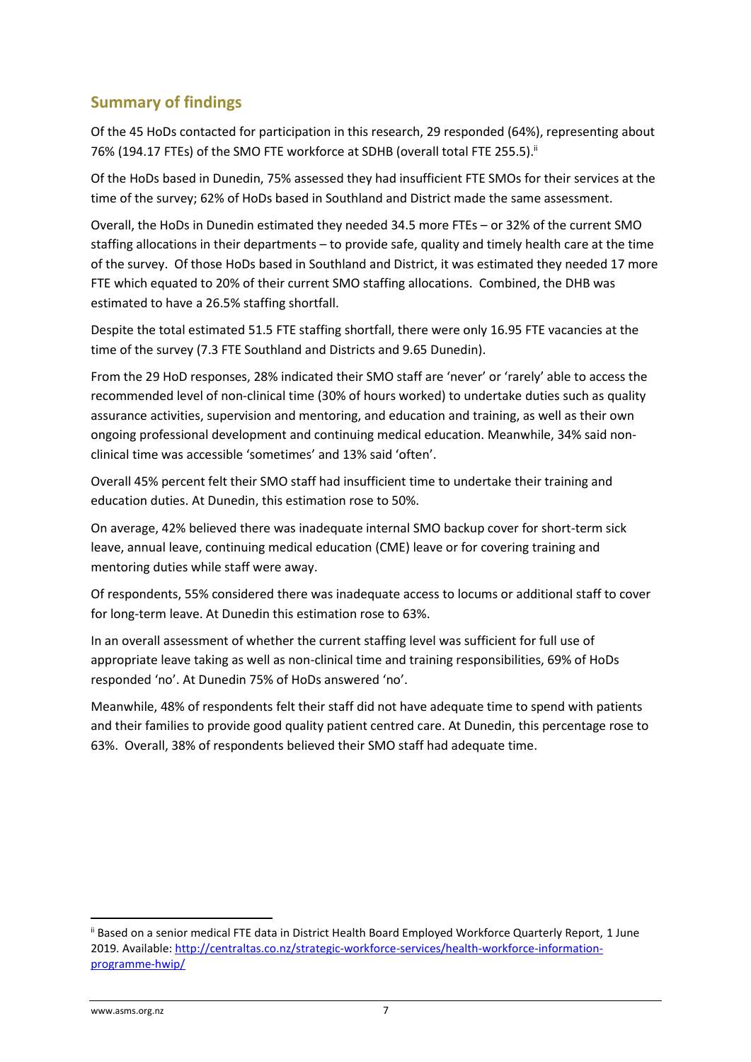## Summary of findings

Of the 45 HoDs contacted for participation in this research, 29 responded (64%), representing about 76% (194.17 FTEs) of the SMO FTE workforce at SDHB (overall total FTE 255.5).[ii]

Of the HoDs based in Dunedin, 75% assessed they had insufficient FTE SMOs for their services at the time of the survey; 62% of HoDs based in Southland and District made the same assessment.

Overall, the HoDs in Dunedin estimated they needed 34.5 more FTEs – or 32% of the current SMO staffing allocations in their departments – to provide safe, quality and timely health care at the time of the survey. Of those HoDs based in Southland and District, it was estimated they needed 17 more FTE which equated to 20% of their current SMO staffing allocations. Combined, the DHB was estimated to have a 26.5% staffing shortfall.

Despite the total estimated 51.5 FTE staffing shortfall, there were only 16.95 FTE vacancies at the time of the survey (7.3 FTE Southland and Districts and 9.65 Dunedin).

From the 29 HoD responses, 28% indicated their SMO staff are 'never' or 'rarely' able to access the recommended level of non-clinical time (30% of hours worked) to undertake duties such as quality assurance activities, supervision and mentoring, and education and training, as well as their own ongoing professional development and continuing medical education. Meanwhile, 34% said non-clinical time was accessible 'sometimes' and 13% said 'often'.

Overall 45% percent felt their SMO staff had insufficient time to undertake their training and education duties. At Dunedin, this estimation rose to 50%.

On average, 42% believed there was inadequate internal SMO backup cover for short-term sick leave, annual leave, continuing medical education (CME) leave or for covering training and mentoring duties while staff were away.

Of respondents, 55% considered there was inadequate access to locums or additional staff to cover for long-term leave. At Dunedin this estimation rose to 63%.

In an overall assessment of whether the current staffing level was sufficient for full use of appropriate leave taking as well as non-clinical time and training responsibilities, 69% of HoDs responded 'no'. At Dunedin 75% of HoDs answered 'no'.

Meanwhile, 48% of respondents felt their staff did not have adequate time to spend with patients and their families to provide good quality patient centred care. At Dunedin, this percentage rose to 63%. Overall, 38% of respondents believed their SMO staff had adequate time.

---

[ii] Based on a senior medical FTE data in District Health Board Employed Workforce Quarterly Report, 1 June 2019. Available: http://centraltas.co.nz/strategic-workforce-services/health-workforce-information-programme-hwip/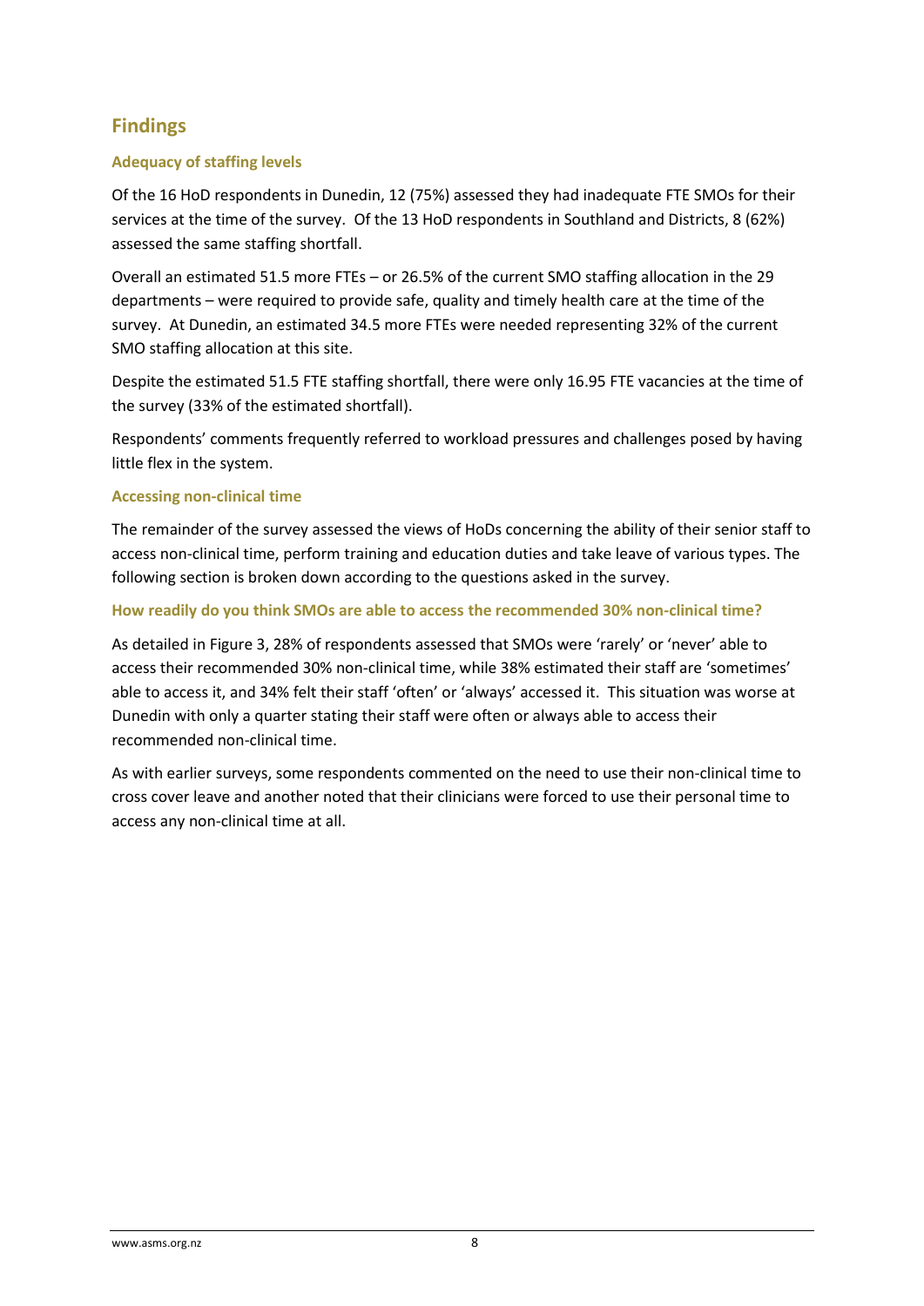## Findings

### Adequacy of staffing levels

Of the 16 HoD respondents in Dunedin, 12 (75%) assessed they had inadequate FTE SMOs for their services at the time of the survey. Of the 13 HoD respondents in Southland and Districts, 8 (62%) assessed the same staffing shortfall.

Overall an estimated 51.5 more FTEs – or 26.5% of the current SMO staffing allocation in the 29 departments – were required to provide safe, quality and timely health care at the time of the survey. At Dunedin, an estimated 34.5 more FTEs were needed representing 32% of the current SMO staffing allocation at this site.

Despite the estimated 51.5 FTE staffing shortfall, there were only 16.95 FTE vacancies at the time of the survey (33% of the estimated shortfall).

Respondents' comments frequently referred to workload pressures and challenges posed by having little flex in the system.

### Accessing non-clinical time

The remainder of the survey assessed the views of HoDs concerning the ability of their senior staff to access non-clinical time, perform training and education duties and take leave of various types. The following section is broken down according to the questions asked in the survey.

#### How readily do you think SMOs are able to access the recommended 30% non-clinical time?

As detailed in Figure 3, 28% of respondents assessed that SMOs were 'rarely' or 'never' able to access their recommended 30% non-clinical time, while 38% estimated their staff are 'sometimes' able to access it, and 34% felt their staff 'often' or 'always' accessed it. This situation was worse at Dunedin with only a quarter stating their staff were often or always able to access their recommended non-clinical time.

As with earlier surveys, some respondents commented on the need to use their non-clinical time to cross cover leave and another noted that their clinicians were forced to use their personal time to access any non-clinical time at all.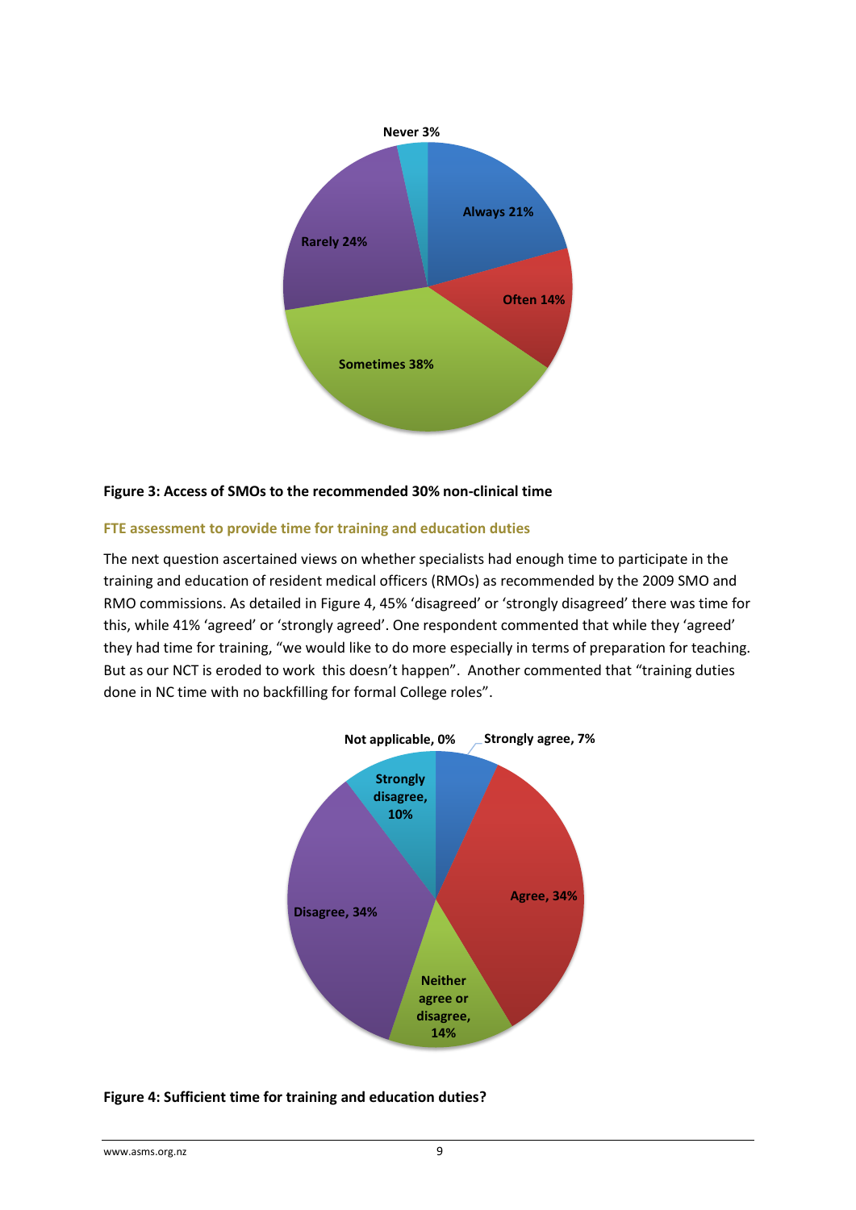**Figure 3: Access of SMOs to the recommended 30% non-clinical time**

### FTE assessment to provide time for training and education duties

The next question ascertained views on whether specialists had enough time to participate in the training and education of resident medical officers (RMOs) as recommended by the 2009 SMO and RMO commissions. As detailed in Figure 4, 45% 'disagreed' or 'strongly disagreed' there was time for this, while 41% 'agreed' or 'strongly agreed'. One respondent commented that while they 'agreed' they had time for training, "we would like to do more especially in terms of preparation for teaching. But as our NCT is eroded to work this doesn't happen". Another commented that "training duties done in NC time with no backfilling for formal College roles".

**Figure 4: Sufficient time for training and education duties?**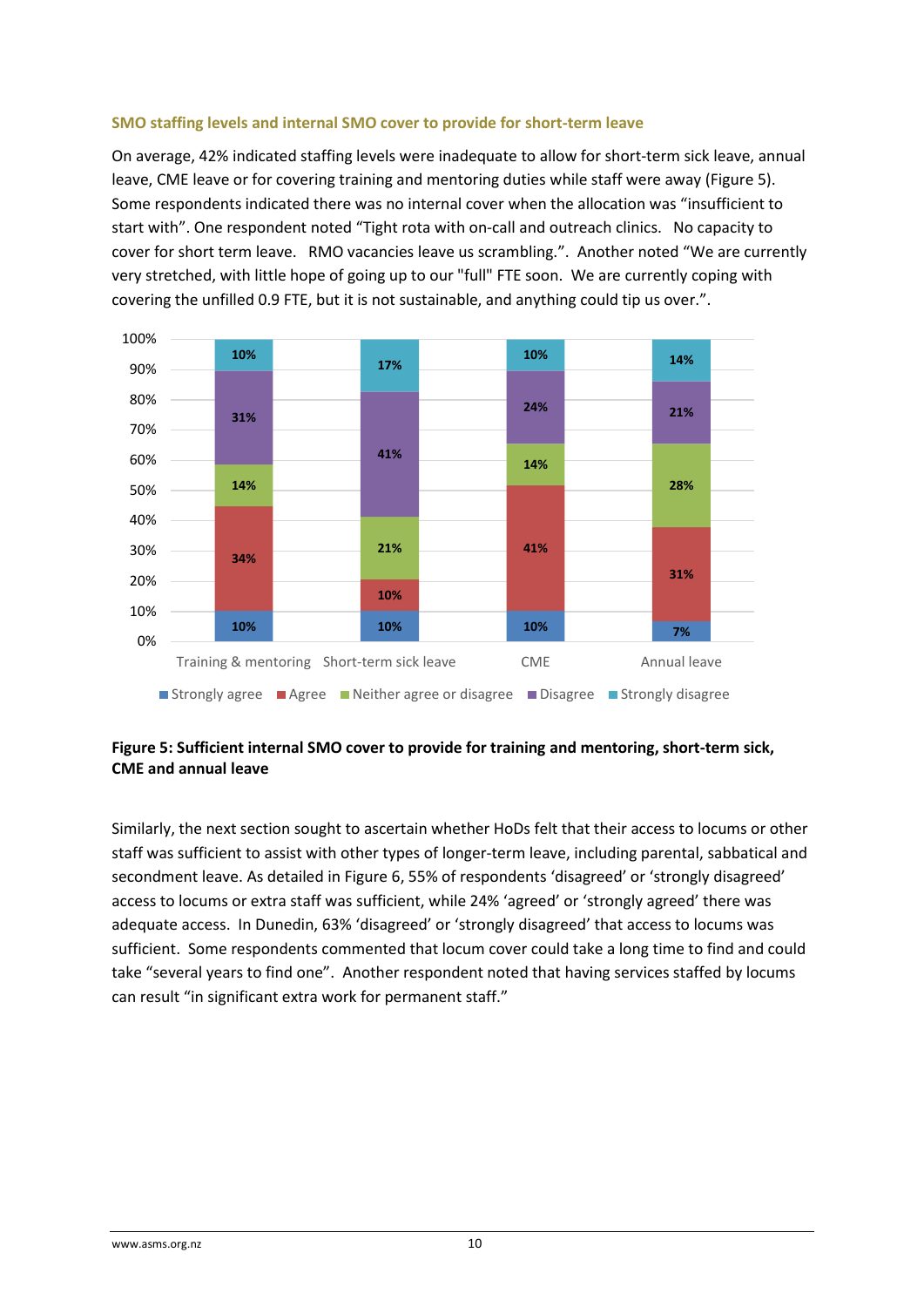### SMO staffing levels and internal SMO cover to provide for short-term leave

On average, 42% indicated staffing levels were inadequate to allow for short-term sick leave, annual leave, CME leave or for covering training and mentoring duties while staff were away (Figure 5). Some respondents indicated there was no internal cover when the allocation was "insufficient to start with". One respondent noted "Tight rota with on-call and outreach clinics. No capacity to cover for short term leave. RMO vacancies leave us scrambling.". Another noted "We are currently very stretched, with little hope of going up to our "full" FTE soon. We are currently coping with covering the unfilled 0.9 FTE, but it is not sustainable, and anything could tip us over.".

| | Training & mentoring | Short-term sick leave | CME | Annual leave |
|---|---|---|---|---|
| Strongly agree | 10% | 10% | 10% | 7% |
| Agree | 34% | 10% | 41% | 31% |
| Neither agree or disagree | 14% | 21% | 14% | 28% |
| Disagree | 31% | 41% | 24% | 21% |
| Strongly disagree | 10% | 17% | 10% | 14% |

**Figure 5: Sufficient internal SMO cover to provide for training and mentoring, short-term sick, CME and annual leave**

Similarly, the next section sought to ascertain whether HoDs felt that their access to locums or other staff was sufficient to assist with other types of longer-term leave, including parental, sabbatical and secondment leave. As detailed in Figure 6, 55% of respondents 'disagreed' or 'strongly disagreed' access to locums or extra staff was sufficient, while 24% 'agreed' or 'strongly agreed' there was adequate access. In Dunedin, 63% 'disagreed' or 'strongly disagreed' that access to locums was sufficient. Some respondents commented that locum cover could take a long time to find and could take "several years to find one". Another respondent noted that having services staffed by locums can result "in significant extra work for permanent staff."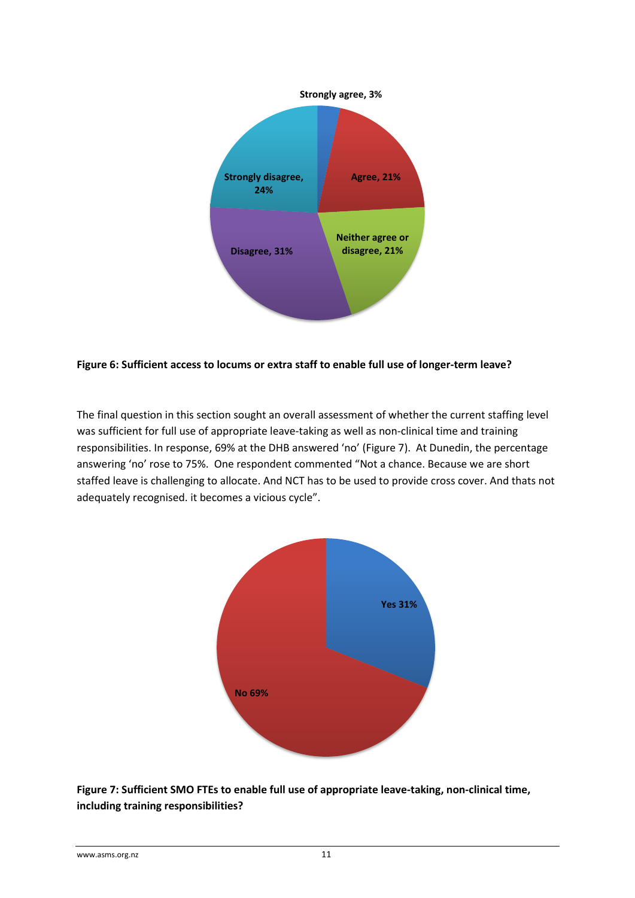Strongly agree, 3%

Agree, 21%

Neither agree or disagree, 21%

Disagree, 31%

Strongly disagree, 24%

**Figure 6: Sufficient access to locums or extra staff to enable full use of longer-term leave?**

The final question in this section sought an overall assessment of whether the current staffing level was sufficient for full use of appropriate leave-taking as well as non-clinical time and training responsibilities. In response, 69% at the DHB answered 'no' (Figure 7). At Dunedin, the percentage answering 'no' rose to 75%. One respondent commented "Not a chance. Because we are short staffed leave is challenging to allocate. And NCT has to be used to provide cross cover. And thats not adequately recognised. it becomes a vicious cycle".

Yes 31%

No 69%

**Figure 7: Sufficient SMO FTEs to enable full use of appropriate leave-taking, non-clinical time, including training responsibilities?**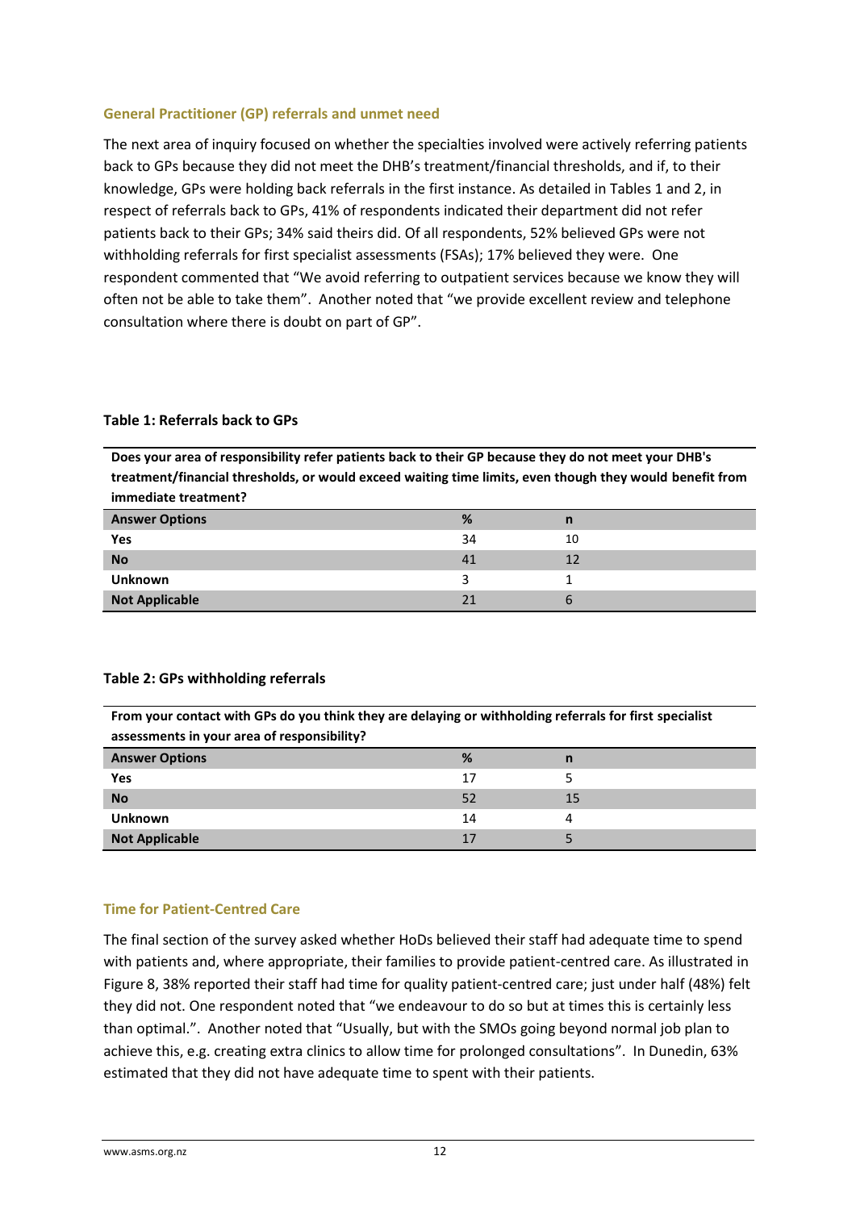### General Practitioner (GP) referrals and unmet need

The next area of inquiry focused on whether the specialties involved were actively referring patients back to GPs because they did not meet the DHB's treatment/financial thresholds, and if, to their knowledge, GPs were holding back referrals in the first instance. As detailed in Tables 1 and 2, in respect of referrals back to GPs, 41% of respondents indicated their department did not refer patients back to their GPs; 34% said theirs did. Of all respondents, 52% believed GPs were not withholding referrals for first specialist assessments (FSAs); 17% believed they were. One respondent commented that "We avoid referring to outpatient services because we know they will often not be able to take them". Another noted that "we provide excellent review and telephone consultation where there is doubt on part of GP".

**Table 1: Referrals back to GPs**

**Does your area of responsibility refer patients back to their GP because they do not meet your DHB's treatment/financial thresholds, or would exceed waiting time limits, even though they would benefit from immediate treatment?**

| Answer Options | % | n |
|---|---|---|
| **Yes** | 34 | 10 |
| **No** | 41 | 12 |
| **Unknown** | 3 | 1 |
| **Not Applicable** | 21 | 6 |

**Table 2: GPs withholding referrals**

**From your contact with GPs do you think they are delaying or withholding referrals for first specialist assessments in your area of responsibility?**

| Answer Options | % | n |
|---|---|---|
| **Yes** | 17 | 5 |
| **No** | 52 | 15 |
| **Unknown** | 14 | 4 |
| **Not Applicable** | 17 | 5 |

### Time for Patient-Centred Care

The final section of the survey asked whether HoDs believed their staff had adequate time to spend with patients and, where appropriate, their families to provide patient-centred care. As illustrated in Figure 8, 38% reported their staff had time for quality patient-centred care; just under half (48%) felt they did not. One respondent noted that "we endeavour to do so but at times this is certainly less than optimal.". Another noted that "Usually, but with the SMOs going beyond normal job plan to achieve this, e.g. creating extra clinics to allow time for prolonged consultations". In Dunedin, 63% estimated that they did not have adequate time to spent with their patients.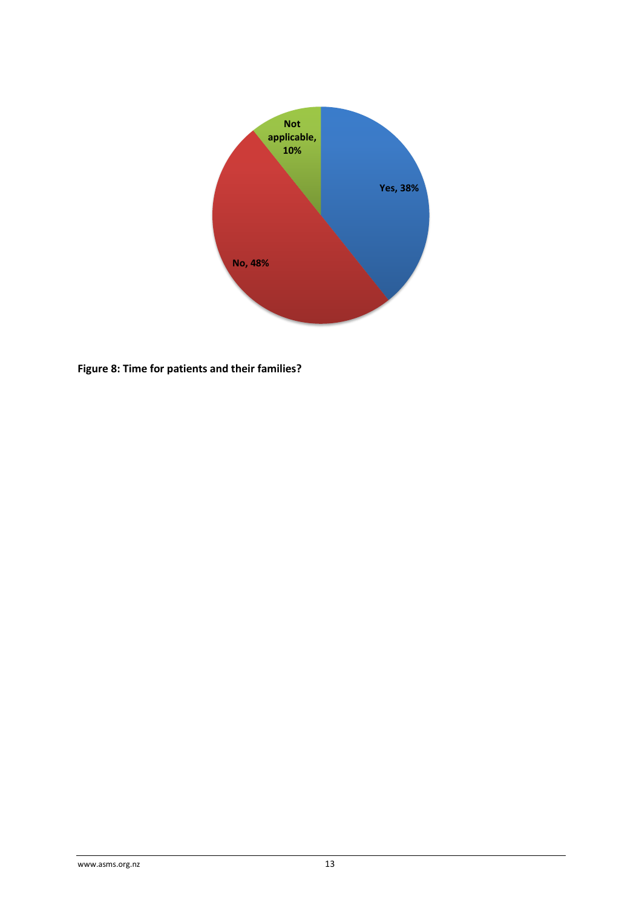Not applicable, 10%

Yes, 38%

No, 48%

**Figure 8: Time for patients and their families?**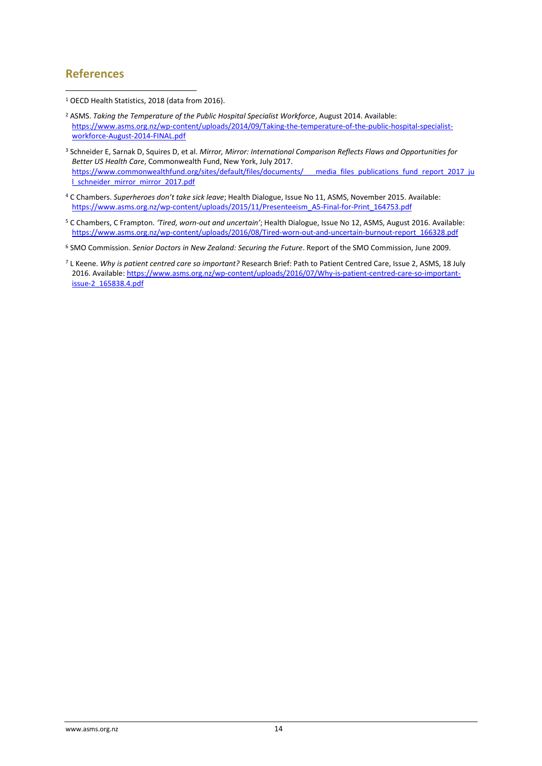## References

[1] OECD Health Statistics, 2018 (data from 2016).

[2] ASMS. *Taking the Temperature of the Public Hospital Specialist Workforce*, August 2014. Available: https://www.asms.org.nz/wp-content/uploads/2014/09/Taking-the-temperature-of-the-public-hospital-specialist-workforce-August-2014-FINAL.pdf

[3] Schneider E, Sarnak D, Squires D, et al. *Mirror, Mirror: International Comparison Reflects Flaws and Opportunities for Better US Health Care*, Commonwealth Fund, New York, July 2017. https://www.commonwealthfund.org/sites/default/files/documents/___media_files_publications_fund_report_2017_jul_schneider_mirror_mirror_2017.pdf

[4] C Chambers. *Superheroes don't take sick leave*; Health Dialogue, Issue No 11, ASMS, November 2015. Available: https://www.asms.org.nz/wp-content/uploads/2015/11/Presenteeism_A5-Final-for-Print_164753.pdf

[5] C Chambers, C Frampton. *'Tired, worn-out and uncertain'*; Health Dialogue, Issue No 12, ASMS, August 2016. Available: https://www.asms.org.nz/wp-content/uploads/2016/08/Tired-worn-out-and-uncertain-burnout-report_166328.pdf

[6] SMO Commission. *Senior Doctors in New Zealand: Securing the Future*. Report of the SMO Commission, June 2009.

[7] L Keene. *Why is patient centred care so important?* Research Brief: Path to Patient Centred Care, Issue 2, ASMS, 18 July 2016. Available: https://www.asms.org.nz/wp-content/uploads/2016/07/Why-is-patient-centred-care-so-important-issue-2_165838.4.pdf